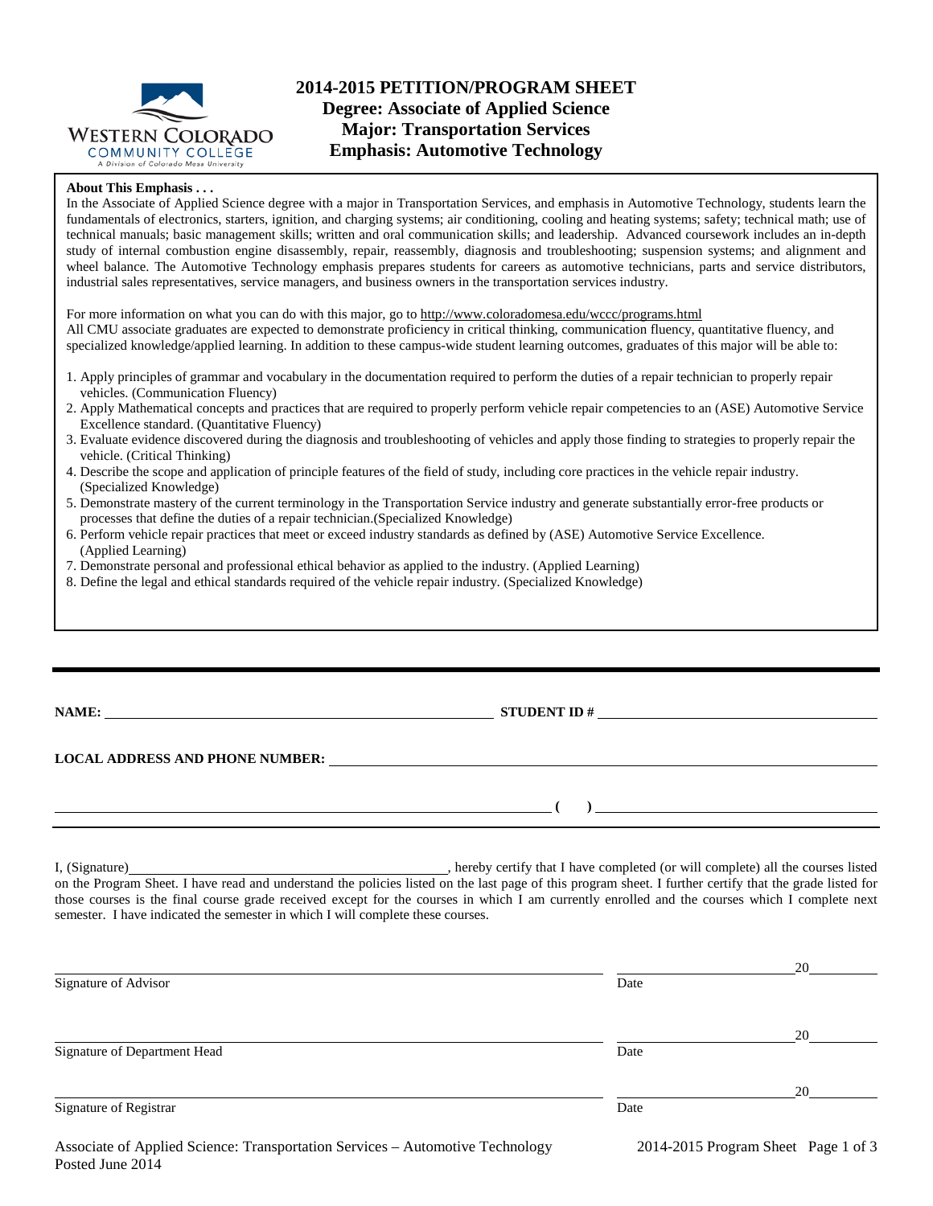# 2014-2015 PETITION/PROGRAM SHEET

## Degree: Associate of Applied Science
## Major: Transportation Services
## Emphasis: Automotive Technology

**About This Emphasis . . .**

In the Associate of Applied Science degree with a major in Transportation Services, and emphasis in Automotive Technology, students learn the fundamentals of electronics, starters, ignition, and charging systems; air conditioning, cooling and heating systems; safety; technical math; use of technical manuals; basic management skills; written and oral communication skills; and leadership. Advanced coursework includes an in-depth study of internal combustion engine disassembly, repair, reassembly, diagnosis and troubleshooting; suspension systems; and alignment and wheel balance. The Automotive Technology emphasis prepares students for careers as automotive technicians, parts and service distributors, industrial sales representatives, service managers, and business owners in the transportation services industry.

For more information on what you can do with this major, go to http://www.coloradomesa.edu/wccc/programs.html
All CMU associate graduates are expected to demonstrate proficiency in critical thinking, communication fluency, quantitative fluency, and specialized knowledge/applied learning. In addition to these campus-wide student learning outcomes, graduates of this major will be able to:

1. Apply principles of grammar and vocabulary in the documentation required to perform the duties of a repair technician to properly repair vehicles. (Communication Fluency)
2. Apply Mathematical concepts and practices that are required to properly perform vehicle repair competencies to an (ASE) Automotive Service Excellence standard. (Quantitative Fluency)
3. Evaluate evidence discovered during the diagnosis and troubleshooting of vehicles and apply those finding to strategies to properly repair the vehicle. (Critical Thinking)
4. Describe the scope and application of principle features of the field of study, including core practices in the vehicle repair industry. (Specialized Knowledge)
5. Demonstrate mastery of the current terminology in the Transportation Service industry and generate substantially error-free products or processes that define the duties of a repair technician.(Specialized Knowledge)
6. Perform vehicle repair practices that meet or exceed industry standards as defined by (ASE) Automotive Service Excellence. (Applied Learning)
7. Demonstrate personal and professional ethical behavior as applied to the industry. (Applied Learning)
8. Define the legal and ethical standards required of the vehicle repair industry. (Specialized Knowledge)

---

**NAME:** ______________________________ **STUDENT ID #** ______________________________

**LOCAL ADDRESS AND PHONE NUMBER:** ______________________________

______________________________ **( )** ______________________________

I, (Signature) ______________________________, hereby certify that I have completed (or will complete) all the courses listed on the Program Sheet. I have read and understand the policies listed on the last page of this program sheet. I further certify that the grade listed for those courses is the final course grade received except for the courses in which I am currently enrolled and the courses which I complete next semester. I have indicated the semester in which I will complete these courses.

______________________________ ______________ 20______
Signature of Advisor Date

______________________________ ______________ 20______
Signature of Department Head Date

______________________________ ______________ 20______
Signature of Registrar Date

Posted June 2014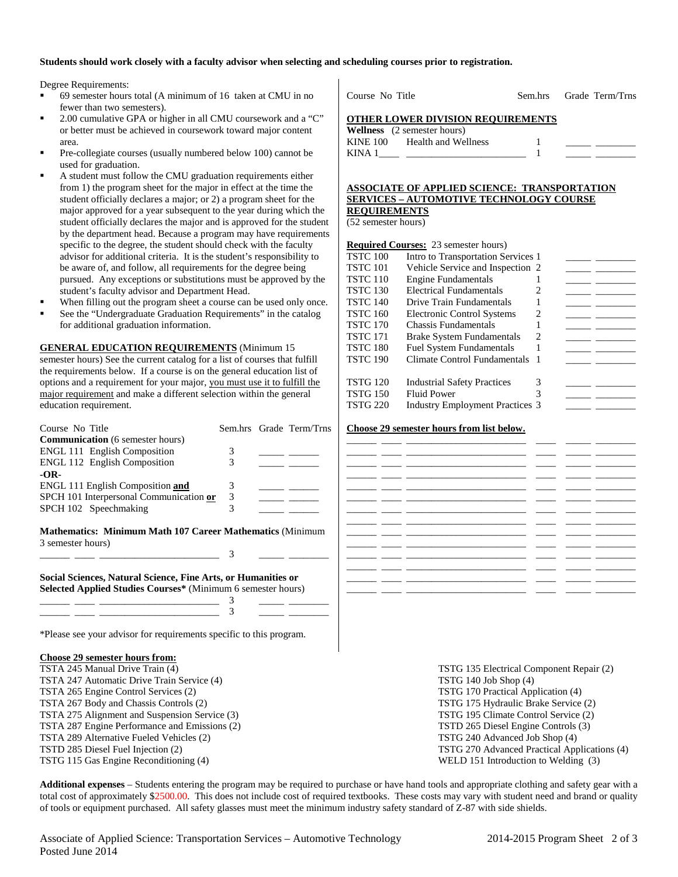**Students should work closely with a faculty advisor when selecting and scheduling courses prior to registration.**

Degree Requirements:

- 69 semester hours total (A minimum of 16 taken at CMU in no fewer than two semesters).
- 2.00 cumulative GPA or higher in all CMU coursework and a "C" or better must be achieved in coursework toward major content area.
- Pre-collegiate courses (usually numbered below 100) cannot be used for graduation.
- A student must follow the CMU graduation requirements either from 1) the program sheet for the major in effect at the time the student officially declares a major; or 2) a program sheet for the major approved for a year subsequent to the year during which the student officially declares the major and is approved for the student by the department head. Because a program may have requirements specific to the degree, the student should check with the faculty advisor for additional criteria. It is the student's responsibility to be aware of, and follow, all requirements for the degree being pursued. Any exceptions or substitutions must be approved by the student's faculty advisor and Department Head.
- When filling out the program sheet a course can be used only once.
- See the "Undergraduate Graduation Requirements" in the catalog for additional graduation information.

**GENERAL EDUCATION REQUIREMENTS** (Minimum 15 semester hours) See the current catalog for a list of courses that fulfill the requirements below. If a course is on the general education list of options and a requirement for your major, you must use it to fulfill the major requirement and make a different selection within the general education requirement.

| Course No Title | Sem.hrs | Grade | Term/Trns |
|---|---|---|---|
| **Communication** (6 semester hours) | | | |
| ENGL 111 English Composition | 3 | _____ | ______ |
| ENGL 112 English Composition | 3 | _____ | ______ |
| **-OR-** | | | |
| ENGL 111 English Composition **and** | 3 | _____ | ______ |
| SPCH 101 Interpersonal Communication **or** | 3 | _____ | ______ |
| SPCH 102 Speechmaking | 3 | _____ | ______ |
| **Mathematics: Minimum Math 107 Career Mathematics** (Minimum 3 semester hours) | | | |
| ______ ____ _______________________ | 3 | _____ | ________ |
| **Social Sciences, Natural Science, Fine Arts, or Humanities or Selected Applied Studies Courses*** (Minimum 6 semester hours) | | | |
| ______ ____ _______________________ | 3 | _____ | ________ |
| ______ ____ _______________________ | 3 | _____ | ________ |

*Please see your advisor for requirements specific to this program.

| Course No Title | Sem.hrs | Grade | Term/Trns |
|---|---|---|---|
| **OTHER LOWER DIVISION REQUIREMENTS** | | | |
| **Wellness** (2 semester hours) | | | |
| KINE 100 Health and Wellness | 1 | _____ | ________ |
| KINA 1____ _______________________ | 1 | _____ | ________ |

**ASSOCIATE OF APPLIED SCIENCE: TRANSPORTATION SERVICES – AUTOMOTIVE TECHNOLOGY COURSE REQUIREMENTS**
(52 semester hours)

**Required Courses:** 23 semester hours)

| Course No | Title | Sem.hrs | Grade | Term/Trns |
|---|---|---|---|---|
| TSTC 100 | Intro to Transportation Services | 1 | _____ | ________ |
| TSTC 101 | Vehicle Service and Inspection | 2 | _____ | ________ |
| TSTC 110 | Engine Fundamentals | 1 | _____ | ________ |
| TSTC 130 | Electrical Fundamentals | 2 | _____ | ________ |
| TSTC 140 | Drive Train Fundamentals | 1 | _____ | ________ |
| TSTC 160 | Electronic Control Systems | 2 | _____ | ________ |
| TSTC 170 | Chassis Fundamentals | 1 | _____ | ________ |
| TSTC 171 | Brake System Fundamentals | 2 | _____ | ________ |
| TSTC 180 | Fuel System Fundamentals | 1 | _____ | ________ |
| TSTC 190 | Climate Control Fundamentals | 1 | _____ | ________ |
| TSTG 120 | Industrial Safety Practices | 3 | _____ | ________ |
| TSTG 150 | Fluid Power | 3 | _____ | ________ |
| TSTG 220 | Industry Employment Practices | 3 | _____ | ________ |

**Choose 29 semester hours from list below.**

| Course | No | Title | Sem.hrs | Grade | Term/Trns |
|---|---|---|---|---|---|
| ______ | ____ | _______________________ | ____ | _____ | ________ |
| ______ | ____ | _______________________ | ____ | _____ | ________ |
| ______ | ____ | _______________________ | ____ | _____ | ________ |
| ______ | ____ | _______________________ | ____ | _____ | ________ |
| ______ | ____ | _______________________ | ____ | _____ | ________ |
| ______ | ____ | _______________________ | ____ | _____ | ________ |
| ______ | ____ | _______________________ | ____ | _____ | ________ |
| ______ | ____ | _______________________ | ____ | _____ | ________ |
| ______ | ____ | _______________________ | ____ | _____ | ________ |
| ______ | ____ | _______________________ | ____ | _____ | ________ |
| ______ | ____ | _______________________ | ____ | _____ | ________ |
| ______ | ____ | _______________________ | ____ | _____ | ________ |
| ______ | ____ | _______________________ | ____ | _____ | ________ |

**Choose 29 semester hours from:**

- TSTA 245 Manual Drive Train (4)
- TSTA 247 Automatic Drive Train Service (4)
- TSTA 265 Engine Control Services (2)
- TSTA 267 Body and Chassis Controls (2)
- TSTA 275 Alignment and Suspension Service (3)
- TSTA 287 Engine Performance and Emissions (2)
- TSTA 289 Alternative Fueled Vehicles (2)
- TSTD 285 Diesel Fuel Injection (2)
- TSTG 115 Gas Engine Reconditioning (4)
- TSTG 135 Electrical Component Repair (2)
- TSTG 140 Job Shop (4)
- TSTG 170 Practical Application (4)
- TSTG 175 Hydraulic Brake Service (2)
- TSTG 195 Climate Control Service (2)
- TSTD 265 Diesel Engine Controls (3)
- TSTG 240 Advanced Job Shop (4)
- TSTG 270 Advanced Practical Applications (4)
- WELD 151 Introduction to Welding (3)

**Additional expenses** – Students entering the program may be required to purchase or have hand tools and appropriate clothing and safety gear with a total cost of approximately $2500.00. This does not include cost of required textbooks. These costs may vary with student need and brand or quality of tools or equipment purchased. All safety glasses must meet the minimum industry safety standard of Z-87 with side shields.

Associate of Applied Science: Transportation Services – Automotive Technology
Posted June 2014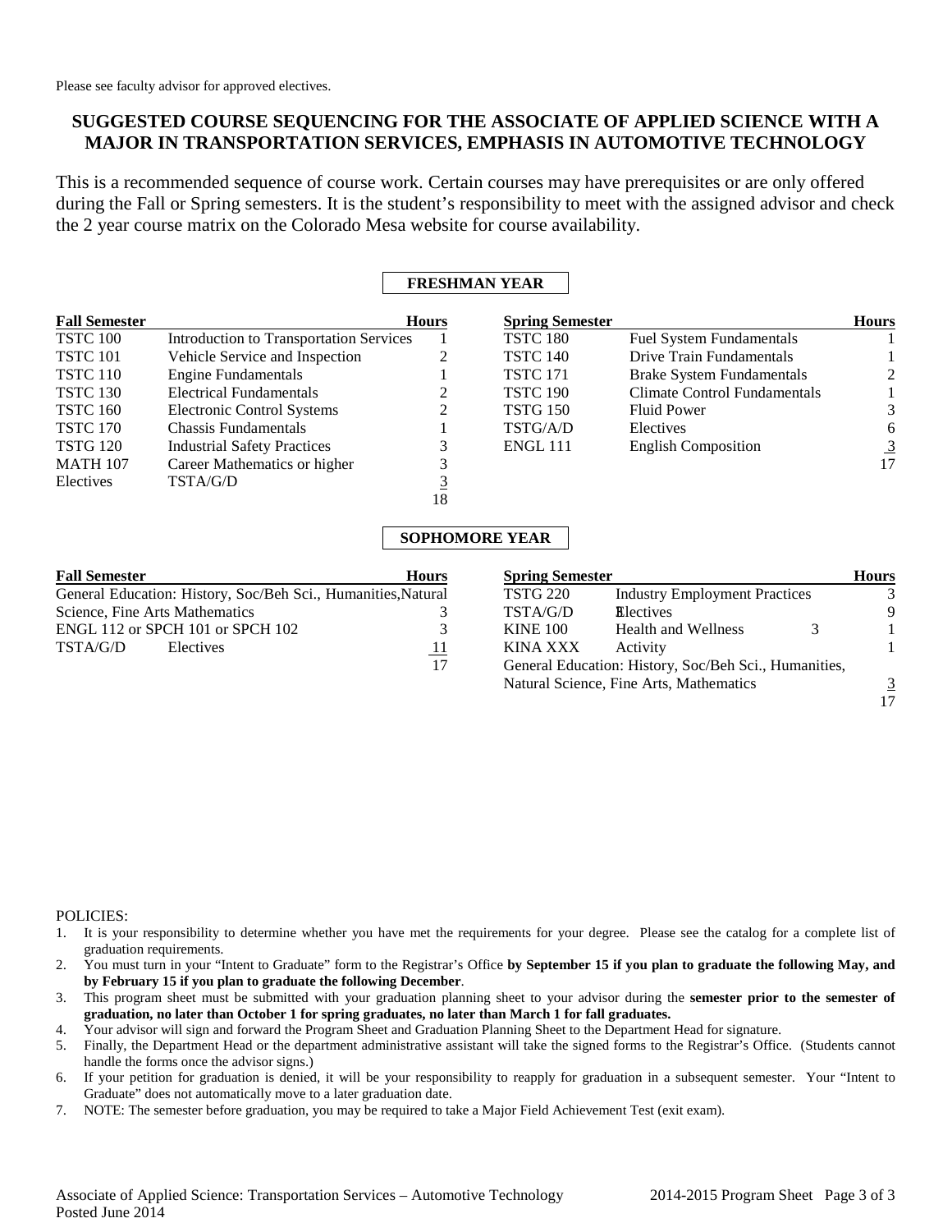Please see faculty advisor for approved electives.

## SUGGESTED COURSE SEQUENCING FOR THE ASSOCIATE OF APPLIED SCIENCE WITH A MAJOR IN TRANSPORTATION SERVICES, EMPHASIS IN AUTOMOTIVE TECHNOLOGY

This is a recommended sequence of course work. Certain courses may have prerequisites or are only offered during the Fall or Spring semesters. It is the student's responsibility to meet with the assigned advisor and check the 2 year course matrix on the Colorado Mesa website for course availability.

### FRESHMAN YEAR

| Fall Semester | | Hours |
|---|---|---|
| TSTC 100 | Introduction to Transportation Services | 1 |
| TSTC 101 | Vehicle Service and Inspection | 2 |
| TSTC 110 | Engine Fundamentals | 1 |
| TSTC 130 | Electrical Fundamentals | 2 |
| TSTC 160 | Electronic Control Systems | 2 |
| TSTC 170 | Chassis Fundamentals | 1 |
| TSTG 120 | Industrial Safety Practices | 3 |
| MATH 107 | Career Mathematics or higher | 3 |
| Electives | TSTA/G/D | 3 |
| | | 18 |

| Spring Semester | | Hours |
|---|---|---|
| TSTC 180 | Fuel System Fundamentals | 1 |
| TSTC 140 | Drive Train Fundamentals | 1 |
| TSTC 171 | Brake System Fundamentals | 2 |
| TSTC 190 | Climate Control Fundamentals | 1 |
| TSTG 150 | Fluid Power | 3 |
| TSTG/A/D | Electives | 6 |
| ENGL 111 | English Composition | 3 |
| | | 17 |

### SOPHOMORE YEAR

| Fall Semester | | Hours |
|---|---|---|
| General Education: History, Soc/Beh Sci., Humanities, Natural Science, Fine Arts Mathematics | | 3 |
| ENGL 112 or SPCH 101 or SPCH 102 | | 3 |
| TSTA/G/D | Electives | 11 |
| | | 17 |

| Spring Semester | | Hours |
|---|---|---|
| TSTG 220 | Industry Employment Practices | 3 |
| TSTA/G/D | Electives | 9 |
| KINE 100 | Health and Wellness 3 | 1 |
| KINA XXX | Activity | 1 |
| General Education: History, Soc/Beh Sci., Humanities, Natural Science, Fine Arts, Mathematics | | 3 |
| | | 17 |

POLICIES:

1. It is your responsibility to determine whether you have met the requirements for your degree. Please see the catalog for a complete list of graduation requirements.
2. You must turn in your "Intent to Graduate" form to the Registrar's Office **by September 15 if you plan to graduate the following May, and by February 15 if you plan to graduate the following December**.
3. This program sheet must be submitted with your graduation planning sheet to your advisor during the **semester prior to the semester of graduation, no later than October 1 for spring graduates, no later than March 1 for fall graduates.**
4. Your advisor will sign and forward the Program Sheet and Graduation Planning Sheet to the Department Head for signature.
5. Finally, the Department Head or the department administrative assistant will take the signed forms to the Registrar's Office. (Students cannot handle the forms once the advisor signs.)
6. If your petition for graduation is denied, it will be your responsibility to reapply for graduation in a subsequent semester. Your "Intent to Graduate" does not automatically move to a later graduation date.
7. NOTE: The semester before graduation, you may be required to take a Major Field Achievement Test (exit exam).

Associate of Applied Science: Transportation Services – Automotive Technology
Posted June 2014